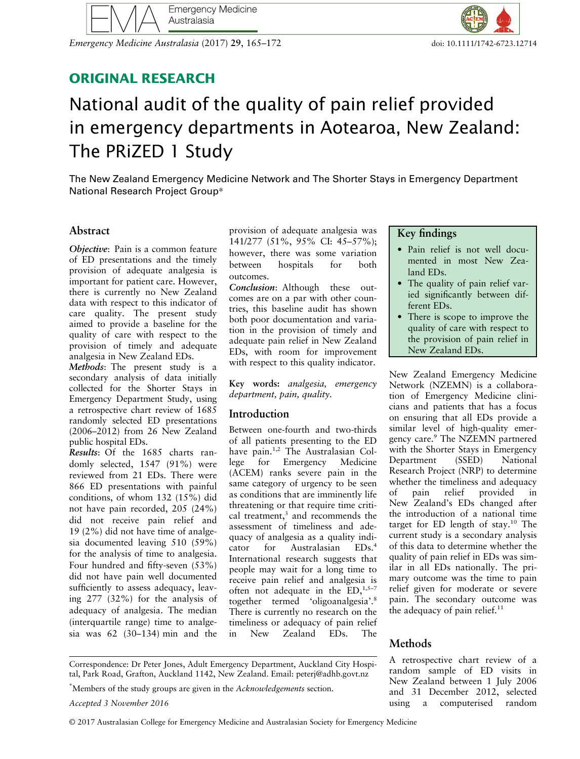ORIGINAL RESEARCH

# National audit of the quality of pain relief provided in emergency departments in Aotearoa, New Zealand: The PRiZED 1 Study

The New Zealand Emergency Medicine Network and The Shorter Stays in Emergency Department National Research Project Group*

## Abstract

***Objective***: Pain is a common feature of ED presentations and the timely provision of adequate analgesia is important for patient care. However, there is currently no New Zealand data with respect to this indicator of care quality. The present study aimed to provide a baseline for the quality of care with respect to the provision of timely and adequate analgesia in New Zealand EDs.

***Methods***: The present study is a secondary analysis of data initially collected for the Shorter Stays in Emergency Department Study, using a retrospective chart review of 1685 randomly selected ED presentations (2006–2012) from 26 New Zealand public hospital EDs.

***Results***: Of the 1685 charts randomly selected, 1547 (91%) were reviewed from 21 EDs. There were 866 ED presentations with painful conditions, of whom 132 (15%) did not have pain recorded, 205 (24%) did not receive pain relief and 19 (2%) did not have time of analgesia documented leaving 510 (59%) for the analysis of time to analgesia. Four hundred and fifty-seven (53%) did not have pain well documented sufficiently to assess adequacy, leaving 277 (32%) for the analysis of adequacy of analgesia. The median (interquartile range) time to analgesia was 62 (30–134) min and the provision of adequate analgesia was 141/277 (51%, 95% CI: 45–57%); however, there was some variation between hospitals for both outcomes.

***Conclusion***: Although these outcomes are on a par with other countries, this baseline audit has shown both poor documentation and variation in the provision of timely and adequate pain relief in New Zealand EDs, with room for improvement with respect to this quality indicator.

**Key words:** *analgesia, emergency department, pain, quality.*

## Key findings

- Pain relief is not well documented in most New Zealand EDs.
- The quality of pain relief varied significantly between different EDs.
- There is scope to improve the quality of care with respect to the provision of pain relief in New Zealand EDs.

## Introduction

Between one-fourth and two-thirds of all patients presenting to the ED have pain.[1,2] The Australasian College for Emergency Medicine (ACEM) ranks severe pain in the same category of urgency to be seen as conditions that are imminently life threatening or that require time critical treatment,[3] and recommends the assessment of timeliness and adequacy of analgesia as a quality indicator for Australasian EDs.[4] International research suggests that people may wait for a long time to receive pain relief and analgesia is often not adequate in the ED,[1,5–7] together termed 'oligoanalgesia'.[8] There is currently no research on the timeliness or adequacy of pain relief in New Zealand EDs. The New Zealand Emergency Medicine Network (NZEMN) is a collaboration of Emergency Medicine clinicians and patients that has a focus on ensuring that all EDs provide a similar level of high-quality emergency care.[9] The NZEMN partnered with the Shorter Stays in Emergency Department (SSED) National Research Project (NRP) to determine whether the timeliness and adequacy of pain relief provided in New Zealand's EDs changed after the introduction of a national time target for ED length of stay.[10] The current study is a secondary analysis of this data to determine whether the quality of pain relief in EDs was similar in all EDs nationally. The primary outcome was the time to pain relief given for moderate or severe pain. The secondary outcome was the adequacy of pain relief.[11]

## Methods

A retrospective chart review of a random sample of ED visits in New Zealand between 1 July 2006 and 31 December 2012, selected using a computerised random

Correspondence: Dr Peter Jones, Adult Emergency Department, Auckland City Hospital, Park Road, Grafton, Auckland 1142, New Zealand. Email: peterj@adhb.govt.nz

*Members of the study groups are given in the *Acknowledgements* section.

*Accepted 3 November 2016*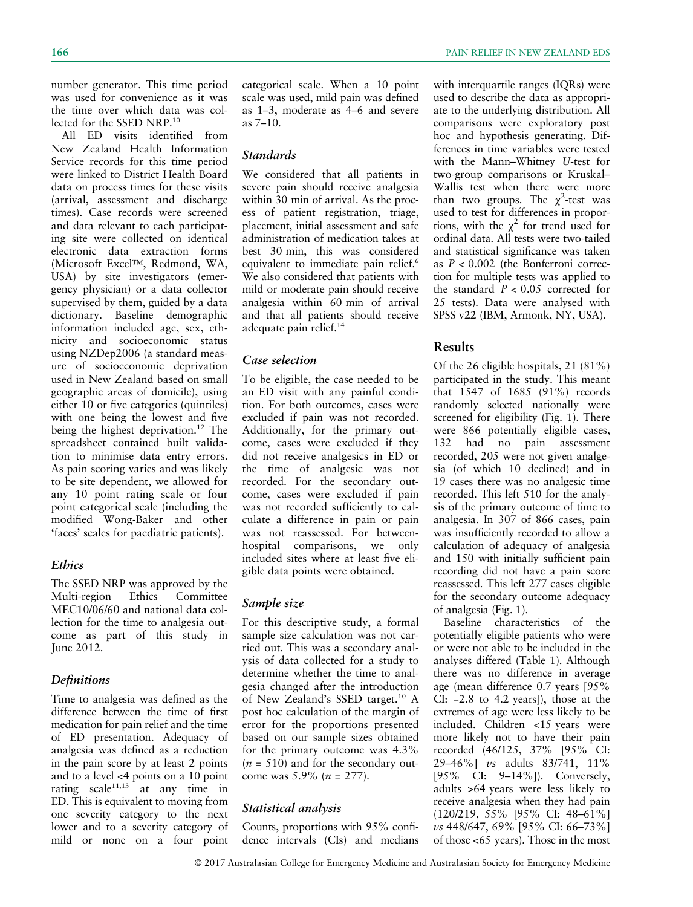number generator. This time period was used for convenience as it was the time over which data was collected for the SSED NRP.[10]

All ED visits identified from New Zealand Health Information Service records for this time period were linked to District Health Board data on process times for these visits (arrival, assessment and discharge times). Case records were screened and data relevant to each participating site were collected on identical electronic data extraction forms (Microsoft Excel™, Redmond, WA, USA) by site investigators (emergency physician) or a data collector supervised by them, guided by a data dictionary. Baseline demographic information included age, sex, ethnicity and socioeconomic status using NZDep2006 (a standard measure of socioeconomic deprivation used in New Zealand based on small geographic areas of domicile), using either 10 or five categories (quintiles) with one being the lowest and five being the highest deprivation.[12] The spreadsheet contained built validation to minimise data entry errors. As pain scoring varies and was likely to be site dependent, we allowed for any 10 point rating scale or four point categorical scale (including the modified Wong-Baker and other 'faces' scales for paediatric patients).

### Ethics

The SSED NRP was approved by the Multi-region Ethics Committee MEC10/06/60 and national data collection for the time to analgesia outcome as part of this study in June 2012.

### Definitions

Time to analgesia was defined as the difference between the time of first medication for pain relief and the time of ED presentation. Adequacy of analgesia was defined as a reduction in the pain score by at least 2 points and to a level <4 points on a 10 point rating scale[11,13] at any time in ED. This is equivalent to moving from one severity category to the next lower and to a severity category of mild or none on a four point categorical scale. When a 10 point scale was used, mild pain was defined as 1–3, moderate as 4–6 and severe as 7–10.

### Standards

We considered that all patients in severe pain should receive analgesia within 30 min of arrival. As the process of patient registration, triage, placement, initial assessment and safe administration of medication takes at best 30 min, this was considered equivalent to immediate pain relief.[6] We also considered that patients with mild or moderate pain should receive analgesia within 60 min of arrival and that all patients should receive adequate pain relief.[14]

### Case selection

To be eligible, the case needed to be an ED visit with any painful condition. For both outcomes, cases were excluded if pain was not recorded. Additionally, for the primary outcome, cases were excluded if they did not receive analgesics in ED or the time of analgesic was not recorded. For the secondary outcome, cases were excluded if pain was not recorded sufficiently to calculate a difference in pain or pain was not reassessed. For between-hospital comparisons, we only included sites where at least five eligible data points were obtained.

### Sample size

For this descriptive study, a formal sample size calculation was not carried out. This was a secondary analysis of data collected for a study to determine whether the time to analgesia changed after the introduction of New Zealand's SSED target.[10] A post hoc calculation of the margin of error for the proportions presented based on our sample sizes obtained for the primary outcome was 4.3% ($n$ = 510) and for the secondary outcome was 5.9% ($n$ = 277).

### Statistical analysis

Counts, proportions with 95% confidence intervals (CIs) and medians with interquartile ranges (IQRs) were used to describe the data as appropriate to the underlying distribution. All comparisons were exploratory post hoc and hypothesis generating. Differences in time variables were tested with the Mann–Whitney $U$-test for two-group comparisons or Kruskal–Wallis test when there were more than two groups. The $\chi^2$-test was used to test for differences in proportions, with the $\chi^2$ for trend used for ordinal data. All tests were two-tailed and statistical significance was taken as $P < 0.002$ (the Bonferroni correction for multiple tests was applied to the standard $P < 0.05$ corrected for 25 tests). Data were analysed with SPSS v22 (IBM, Armonk, NY, USA).

## Results

Of the 26 eligible hospitals, 21 (81%) participated in the study. This meant that 1547 of 1685 (91%) records randomly selected nationally were screened for eligibility (Fig. 1). There were 866 potentially eligible cases, 132 had no pain assessment recorded, 205 were not given analgesia (of which 10 declined) and in 19 cases there was no analgesic time recorded. This left 510 for the analysis of the primary outcome of time to analgesia. In 307 of 866 cases, pain was insufficiently recorded to allow a calculation of adequacy of analgesia and 150 with initially sufficient pain recording did not have a pain score reassessed. This left 277 cases eligible for the secondary outcome adequacy of analgesia (Fig. 1).

Baseline characteristics of the potentially eligible patients who were or were not able to be included in the analyses differed (Table 1). Although there was no difference in average age (mean difference 0.7 years [95% CI: −2.8 to 4.2 years]), those at the extremes of age were less likely to be included. Children <15 years were more likely not to have their pain recorded (46/125, 37% [95% CI: 29–46%] *vs* adults 83/741, 11% [95% CI: 9–14%]). Conversely, adults >64 years were less likely to receive analgesia when they had pain (120/219, 55% [95% CI: 48–61%] *vs* 448/647, 69% [95% CI: 66–73%] of those <65 years). Those in the most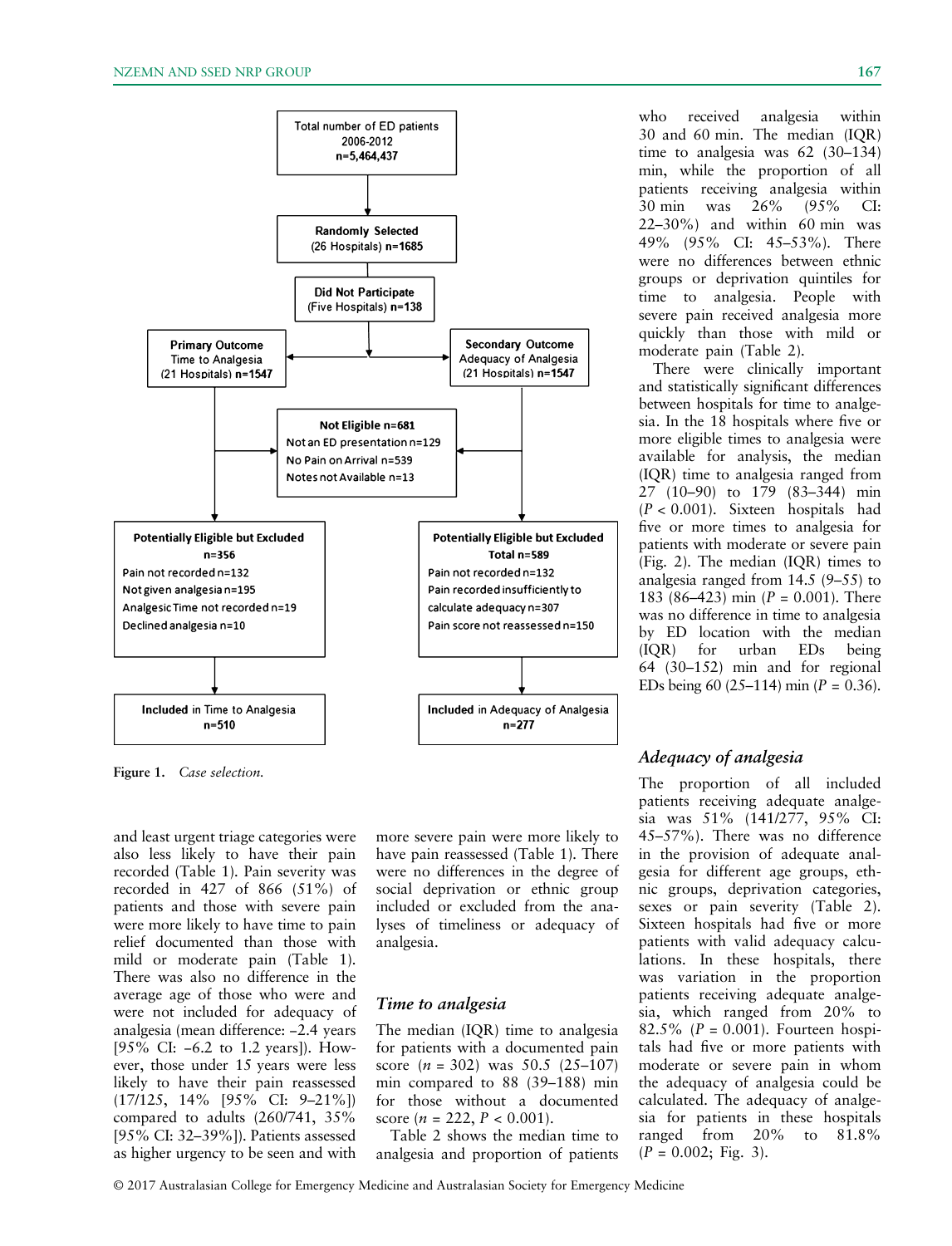Total number of ED patients 2006-2012 n=5,464,437

Randomly Selected (26 Hospitals) n=1685

Did Not Participate (Five Hospitals) n=138

Primary Outcome Time to Analgesia (21 Hospitals) n=1547

Secondary Outcome Adequacy of Analgesia (21 Hospitals) n=1547

Not Eligible n=681
Not an ED presentation n=129
No Pain on Arrival n=539
Notes not Available n=13

Potentially Eligible but Excluded n=356
Pain not recorded n=132
Not given analgesia n=195
Analgesic Time not recorded n=19
Declined analgesia n=10

Potentially Eligible but Excluded Total n=589
Pain not recorded n=132
Pain recorded insufficiently to calculate adequacy n=307
Pain score not reassessed n=150

Included in Time to Analgesia n=510

Included in Adequacy of Analgesia n=277

**Figure 1.** *Case selection.*

and least urgent triage categories were also less likely to have their pain recorded (Table 1). Pain severity was recorded in 427 of 866 (51%) of patients and those with severe pain were more likely to have time to pain relief documented than those with mild or moderate pain (Table 1). There was also no difference in the average age of those who were and were not included for adequacy of analgesia (mean difference: –2.4 years [95% CI: –6.2 to 1.2 years]). However, those under 15 years were less likely to have their pain reassessed (17/125, 14% [95% CI: 9–21%]) compared to adults (260/741, 35% [95% CI: 32–39%]). Patients assessed as higher urgency to be seen and with more severe pain were more likely to have pain reassessed (Table 1). There were no differences in the degree of social deprivation or ethnic group included or excluded from the analyses of timeliness or adequacy of analgesia.

## Time to analgesia

The median (IQR) time to analgesia for patients with a documented pain score ($n$ = 302) was 50.5 (25–107) min compared to 88 (39–188) min for those without a documented score ($n$ = 222, $P$ < 0.001).

Table 2 shows the median time to analgesia and proportion of patients who received analgesia within 30 and 60 min. The median (IQR) time to analgesia was 62 (30–134) min, while the proportion of all patients receiving analgesia within 30 min was 26% (95% CI: 22–30%) and within 60 min was 49% (95% CI: 45–53%). There were no differences between ethnic groups or deprivation quintiles for time to analgesia. People with severe pain received analgesia more quickly than those with mild or moderate pain (Table 2).

There were clinically important and statistically significant differences between hospitals for time to analgesia. In the 18 hospitals where five or more eligible times to analgesia were available for analysis, the median (IQR) time to analgesia ranged from 27 (10–90) to 179 (83–344) min ($P$ < 0.001). Sixteen hospitals had five or more times to analgesia for patients with moderate or severe pain (Fig. 2). The median (IQR) times to analgesia ranged from 14.5 (9–55) to 183 (86–423) min ($P$ = 0.001). There was no difference in time to analgesia by ED location with the median (IQR) for urban EDs being 64 (30–152) min and for regional EDs being 60 (25–114) min ($P$ = 0.36).

## Adequacy of analgesia

The proportion of all included patients receiving adequate analgesia was 51% (141/277, 95% CI: 45–57%). There was no difference in the provision of adequate analgesia for different age groups, ethnic groups, deprivation categories, sexes or pain severity (Table 2). Sixteen hospitals had five or more patients with valid adequacy calculations. In these hospitals, there was variation in the proportion patients receiving adequate analgesia, which ranged from 20% to 82.5% ($P$ = 0.001). Fourteen hospitals had five or more patients with moderate or severe pain in whom the adequacy of analgesia could be calculated. The adequacy of analgesia for patients in these hospitals ranged from 20% to 81.8% ($P$ = 0.002; Fig. 3).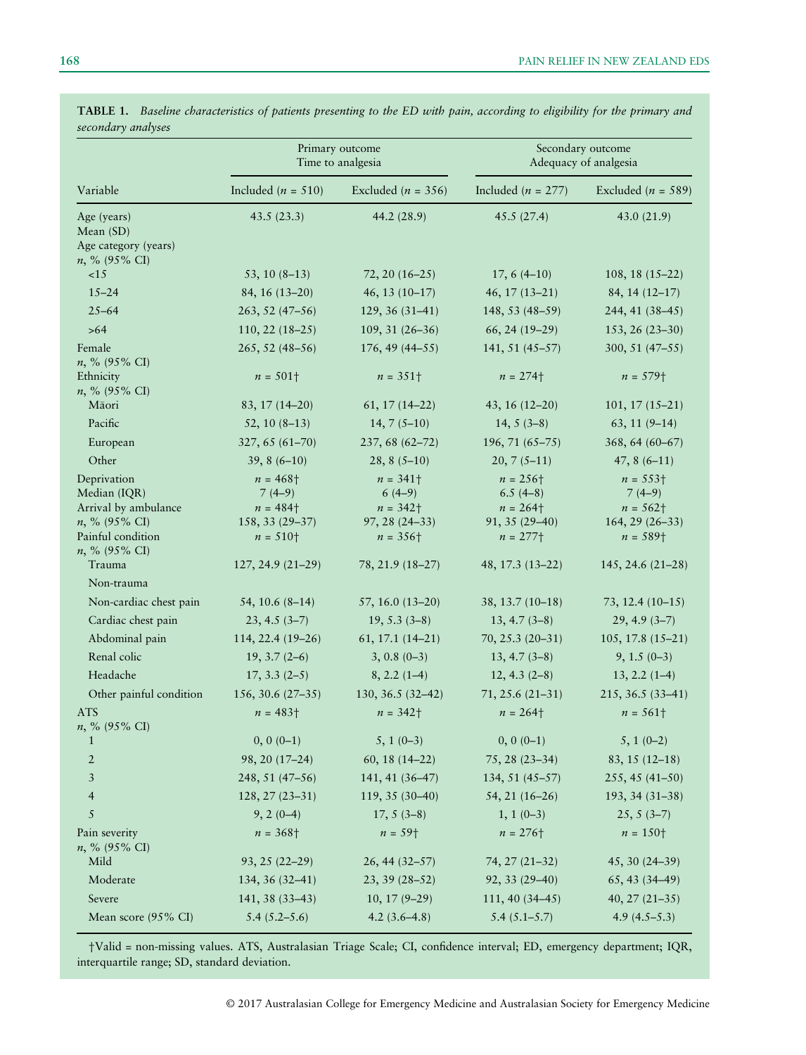**TABLE 1.** *Baseline characteristics of patients presenting to the ED with pain, according to eligibility for the primary and secondary analyses*

| | Primary outcome Time to analgesia | | Secondary outcome Adequacy of analgesia | |
|---|---|---|---|---|
| Variable | Included ($n$ = 510) | Excluded ($n$ = 356) | Included ($n$ = 277) | Excluded ($n$ = 589) |
| Age (years) Mean (SD) | 43.5 (23.3) | 44.2 (28.9) | 45.5 (27.4) | 43.0 (21.9) |
| Age category (years) $n$, % (95% CI) | | | | |
| <15 | 53, 10 (8–13) | 72, 20 (16–25) | 17, 6 (4–10) | 108, 18 (15–22) |
| 15–24 | 84, 16 (13–20) | 46, 13 (10–17) | 46, 17 (13–21) | 84, 14 (12–17) |
| 25–64 | 263, 52 (47–56) | 129, 36 (31–41) | 148, 53 (48–59) | 244, 41 (38–45) |
| >64 | 110, 22 (18–25) | 109, 31 (26–36) | 66, 24 (19–29) | 153, 26 (23–30) |
| Female $n$, % (95% CI) | 265, 52 (48–56) | 176, 49 (44–55) | 141, 51 (45–57) | 300, 51 (47–55) |
| Ethnicity $n$, % (95% CI) | $n$ = 501† | $n$ = 351† | $n$ = 274† | $n$ = 579† |
| Māori | 83, 17 (14–20) | 61, 17 (14–22) | 43, 16 (12–20) | 101, 17 (15–21) |
| Pacific | 52, 10 (8–13) | 14, 7 (5–10) | 14, 5 (3–8) | 63, 11 (9–14) |
| European | 327, 65 (61–70) | 237, 68 (62–72) | 196, 71 (65–75) | 368, 64 (60–67) |
| Other | 39, 8 (6–10) | 28, 8 (5–10) | 20, 7 (5–11) | 47, 8 (6–11) |
| Deprivation Median (IQR) | $n$ = 468† 7 (4–9) | $n$ = 341† 6 (4–9) | $n$ = 256† 6.5 (4–8) | $n$ = 553† 7 (4–9) |
| Arrival by ambulance $n$, % (95% CI) | $n$ = 484† 158, 33 (29–37) | $n$ = 342† 97, 28 (24–33) | $n$ = 264† 91, 35 (29–40) | $n$ = 562† 164, 29 (26–33) |
| Painful condition $n$, % (95% CI) | $n$ = 510† | $n$ = 356† | $n$ = 277† | $n$ = 589† |
| Trauma | 127, 24.9 (21–29) | 78, 21.9 (18–27) | 48, 17.3 (13–22) | 145, 24.6 (21–28) |
| Non-trauma | | | | |
| Non-cardiac chest pain | 54, 10.6 (8–14) | 57, 16.0 (13–20) | 38, 13.7 (10–18) | 73, 12.4 (10–15) |
| Cardiac chest pain | 23, 4.5 (3–7) | 19, 5.3 (3–8) | 13, 4.7 (3–8) | 29, 4.9 (3–7) |
| Abdominal pain | 114, 22.4 (19–26) | 61, 17.1 (14–21) | 70, 25.3 (20–31) | 105, 17.8 (15–21) |
| Renal colic | 19, 3.7 (2–6) | 3, 0.8 (0–3) | 13, 4.7 (3–8) | 9, 1.5 (0–3) |
| Headache | 17, 3.3 (2–5) | 8, 2.2 (1–4) | 12, 4.3 (2–8) | 13, 2.2 (1–4) |
| Other painful condition | 156, 30.6 (27–35) | 130, 36.5 (32–42) | 71, 25.6 (21–31) | 215, 36.5 (33–41) |
| ATS $n$, % (95% CI) | $n$ = 483† | $n$ = 342† | $n$ = 264† | $n$ = 561† |
| 1 | 0, 0 (0–1) | 5, 1 (0–3) | 0, 0 (0–1) | 5, 1 (0–2) |
| 2 | 98, 20 (17–24) | 60, 18 (14–22) | 75, 28 (23–34) | 83, 15 (12–18) |
| 3 | 248, 51 (47–56) | 141, 41 (36–47) | 134, 51 (45–57) | 255, 45 (41–50) |
| 4 | 128, 27 (23–31) | 119, 35 (30–40) | 54, 21 (16–26) | 193, 34 (31–38) |
| 5 | 9, 2 (0–4) | 17, 5 (3–8) | 1, 1 (0–3) | 25, 5 (3–7) |
| Pain severity $n$, % (95% CI) | $n$ = 368† | $n$ = 59† | $n$ = 276† | $n$ = 150† |
| Mild | 93, 25 (22–29) | 26, 44 (32–57) | 74, 27 (21–32) | 45, 30 (24–39) |
| Moderate | 134, 36 (32–41) | 23, 39 (28–52) | 92, 33 (29–40) | 65, 43 (34–49) |
| Severe | 141, 38 (33–43) | 10, 17 (9–29) | 111, 40 (34–45) | 40, 27 (21–35) |
| Mean score (95% CI) | 5.4 (5.2–5.6) | 4.2 (3.6–4.8) | 5.4 (5.1–5.7) | 4.9 (4.5–5.3) |

†Valid = non-missing values. ATS, Australasian Triage Scale; CI, confidence interval; ED, emergency department; IQR, interquartile range; SD, standard deviation.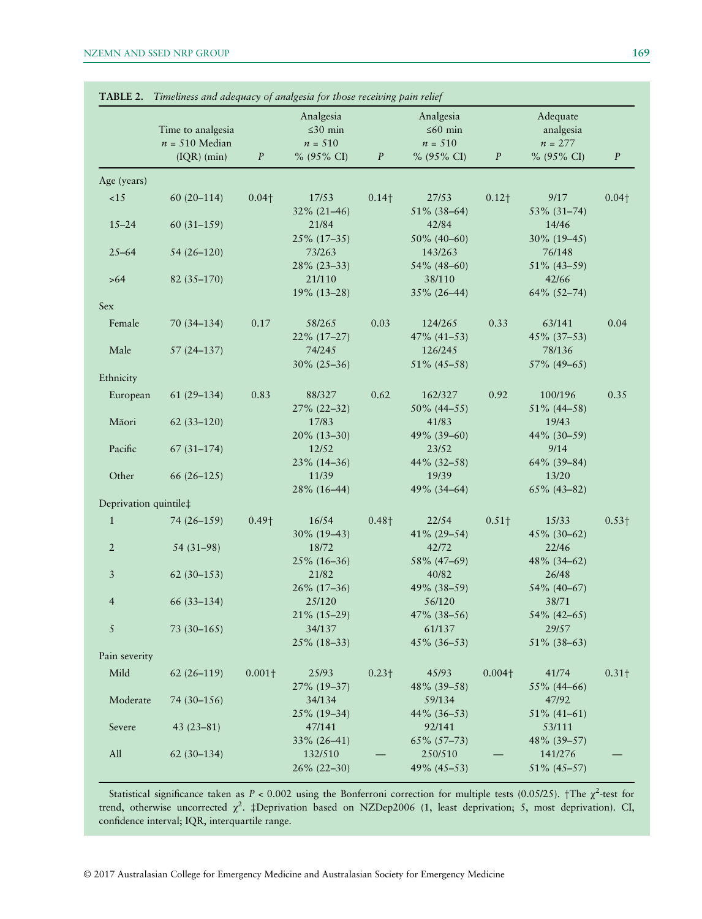**TABLE 2.** *Timeliness and adequacy of analgesia for those receiving pain relief*

| | Time to analgesia $n$ = 510 Median (IQR) (min) | $P$ | Analgesia ≤30 min $n$ = 510 % (95% CI) | $P$ | Analgesia ≤60 min $n$ = 510 % (95% CI) | $P$ | Adequate analgesia $n$ = 277 % (95% CI) | $P$ |
|---|---|---|---|---|---|---|---|---|
| Age (years) | | | | | | | | |
| <15 | 60 (20–114) | 0.04† | 17/53 32% (21–46) | 0.14† | 27/53 51% (38–64) | 0.12† | 9/17 53% (31–74) | 0.04† |
| 15–24 | 60 (31–159) | | 21/84 25% (17–35) | | 42/84 50% (40–60) | | 14/46 30% (19–45) | |
| 25–64 | 54 (26–120) | | 73/263 28% (23–33) | | 143/263 54% (48–60) | | 76/148 51% (43–59) | |
| >64 | 82 (35–170) | | 21/110 19% (13–28) | | 38/110 35% (26–44) | | 42/66 64% (52–74) | |
| Sex | | | | | | | | |
| Female | 70 (34–134) | 0.17 | 58/265 22% (17–27) | 0.03 | 124/265 47% (41–53) | 0.33 | 63/141 45% (37–53) | 0.04 |
| Male | 57 (24–137) | | 74/245 30% (25–36) | | 126/245 51% (45–58) | | 78/136 57% (49–65) | |
| Ethnicity | | | | | | | | |
| European | 61 (29–134) | 0.83 | 88/327 27% (22–32) | 0.62 | 162/327 50% (44–55) | 0.92 | 100/196 51% (44–58) | 0.35 |
| Māori | 62 (33–120) | | 17/83 20% (13–30) | | 41/83 49% (39–60) | | 19/43 44% (30–59) | |
| Pacific | 67 (31–174) | | 12/52 23% (14–36) | | 23/52 44% (32–58) | | 9/14 64% (39–84) | |
| Other | 66 (26–125) | | 11/39 28% (16–44) | | 19/39 49% (34–64) | | 13/20 65% (43–82) | |
| Deprivation quintile‡ | | | | | | | | |
| 1 | 74 (26–159) | 0.49† | 16/54 30% (19–43) | 0.48† | 22/54 41% (29–54) | 0.51† | 15/33 45% (30–62) | 0.53† |
| 2 | 54 (31–98) | | 18/72 25% (16–36) | | 42/72 58% (47–69) | | 22/46 48% (34–62) | |
| 3 | 62 (30–153) | | 21/82 26% (17–36) | | 40/82 49% (38–59) | | 26/48 54% (40–67) | |
| 4 | 66 (33–134) | | 25/120 21% (15–29) | | 56/120 47% (38–56) | | 38/71 54% (42–65) | |
| 5 | 73 (30–165) | | 34/137 25% (18–33) | | 61/137 45% (36–53) | | 29/57 51% (38–63) | |
| Pain severity | | | | | | | | |
| Mild | 62 (26–119) | 0.001† | 25/93 27% (19–37) | 0.23† | 45/93 48% (39–58) | 0.004† | 41/74 55% (44–66) | 0.31† |
| Moderate | 74 (30–156) | | 34/134 25% (19–34) | | 59/134 44% (36–53) | | 47/92 51% (41–61) | |
| Severe | 43 (23–81) | | 47/141 33% (26–41) | | 92/141 65% (57–73) | | 53/111 48% (39–57) | |
| All | 62 (30–134) | | 132/510 26% (22–30) | — | 250/510 49% (45–53) | — | 141/276 51% (45–57) | — |

Statistical significance taken as $P < 0.002$ using the Bonferroni correction for multiple tests (0.05/25). †The $\chi^2$-test for trend, otherwise uncorrected $\chi^2$. ‡Deprivation based on NZDep2006 (1, least deprivation; 5, most deprivation). CI, confidence interval; IQR, interquartile range.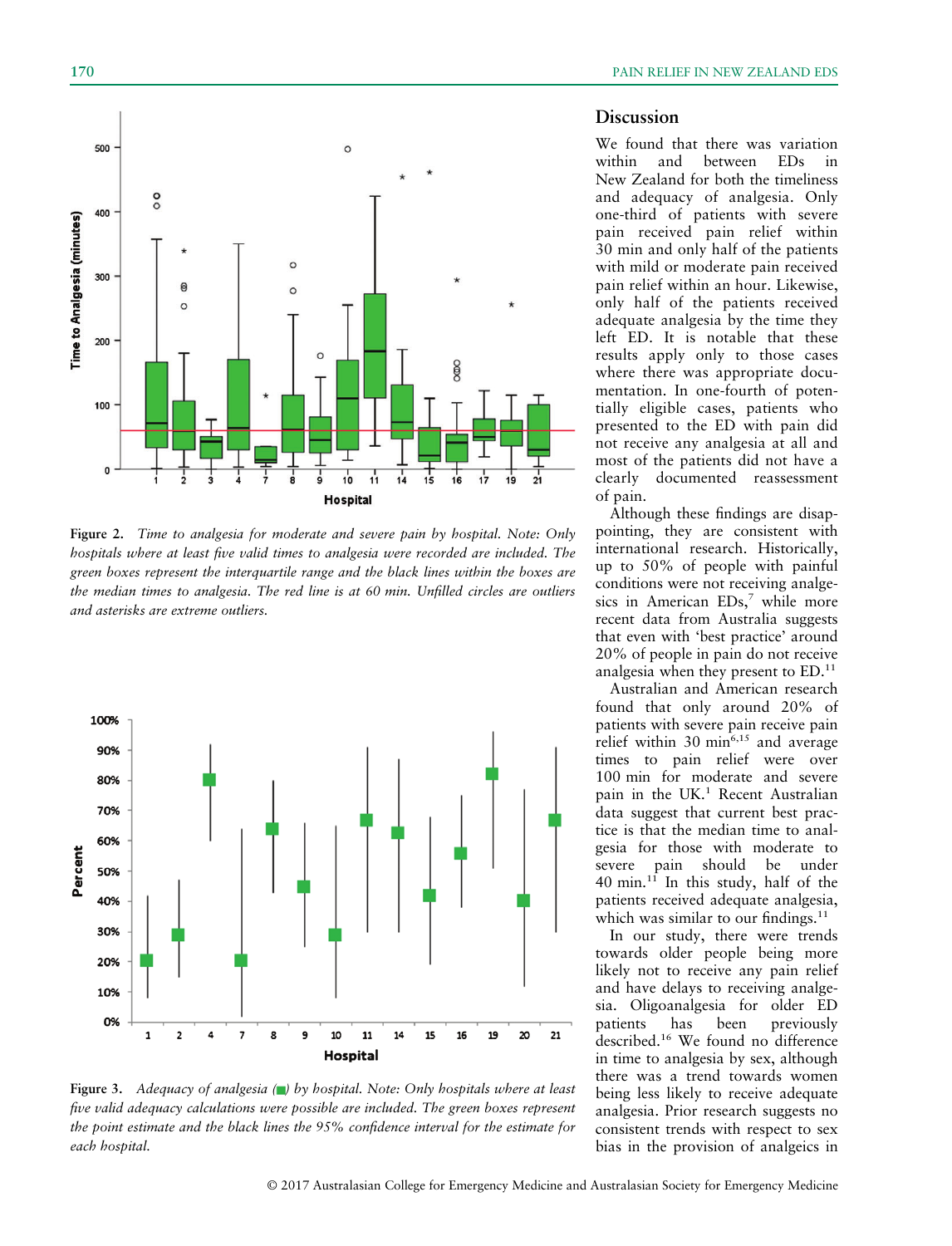Figure 2. *Time to analgesia for moderate and severe pain by hospital. Note: Only hospitals where at least five valid times to analgesia were recorded are included. The green boxes represent the interquartile range and the black lines within the boxes are the median times to analgesia. The red line is at 60 min. Unfilled circles are outliers and asterisks are extreme outliers.*

Figure 3. *Adequacy of analgesia (■) by hospital. Note: Only hospitals where at least five valid adequacy calculations were possible are included. The green boxes represent the point estimate and the black lines the 95% confidence interval for the estimate for each hospital.*

## Discussion

We found that there was variation within and between EDs in New Zealand for both the timeliness and adequacy of analgesia. Only one-third of patients with severe pain received pain relief within 30 min and only half of the patients with mild or moderate pain received pain relief within an hour. Likewise, only half of the patients received adequate analgesia by the time they left ED. It is notable that these results apply only to those cases where there was appropriate documentation. In one-fourth of potentially eligible cases, patients who presented to the ED with pain did not receive any analgesia at all and most of the patients did not have a clearly documented reassessment of pain.

Although these findings are disappointing, they are consistent with international research. Historically, up to 50% of people with painful conditions were not receiving analgesics in American EDs,[7] while more recent data from Australia suggests that even with 'best practice' around 20% of people in pain do not receive analgesia when they present to ED.[11]

Australian and American research found that only around 20% of patients with severe pain receive pain relief within 30 min[6,15] and average times to pain relief were over 100 min for moderate and severe pain in the UK.[1] Recent Australian data suggest that current best practice is that the median time to analgesia for those with moderate to severe pain should be under 40 min.[11] In this study, half of the patients received adequate analgesia, which was similar to our findings.[11]

In our study, there were trends towards older people being more likely not to receive any pain relief and have delays to receiving analgesia. Oligoanalgesia for older ED patients has been previously described.[16] We found no difference in time to analgesia by sex, although there was a trend towards women being less likely to receive adequate analgesia. Prior research suggests no consistent trends with respect to sex bias in the provision of analgeics in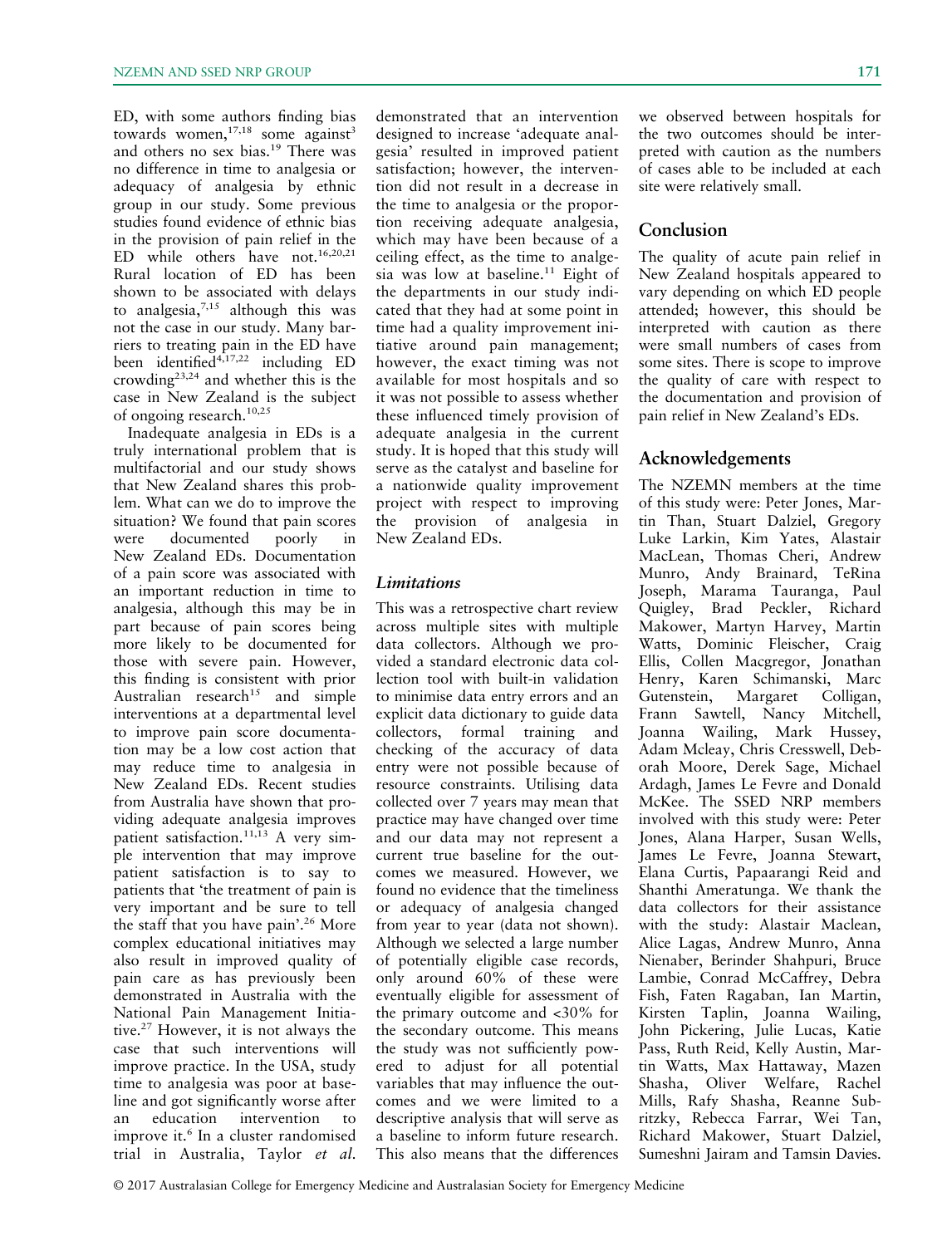ED, with some authors finding bias towards women,[17,18] some against[3] and others no sex bias.[19] There was no difference in time to analgesia or adequacy of analgesia by ethnic group in our study. Some previous studies found evidence of ethnic bias in the provision of pain relief in the ED while others have not.[16,20,21] Rural location of ED has been shown to be associated with delays to analgesia,[7,15] although this was not the case in our study. Many barriers to treating pain in the ED have been identified[4,17,22] including ED crowding[23,24] and whether this is the case in New Zealand is the subject of ongoing research.[10,25]

Inadequate analgesia in EDs is a truly international problem that is multifactorial and our study shows that New Zealand shares this problem. What can we do to improve the situation? We found that pain scores were documented poorly in New Zealand EDs. Documentation of a pain score was associated with an important reduction in time to analgesia, although this may be in part because of pain scores being more likely to be documented for those with severe pain. However, this finding is consistent with prior Australian research[15] and simple interventions at a departmental level to improve pain score documentation may be a low cost action that may reduce time to analgesia in New Zealand EDs. Recent studies from Australia have shown that providing adequate analgesia improves patient satisfaction.[11,13] A very simple intervention that may improve patient satisfaction is to say to patients that 'the treatment of pain is very important and be sure to tell the staff that you have pain'.[26] More complex educational initiatives may also result in improved quality of pain care as has previously been demonstrated in Australia with the National Pain Management Initiative.[27] However, it is not always the case that such interventions will improve practice. In the USA, study time to analgesia was poor at baseline and got significantly worse after an education intervention to improve it.[6] In a cluster randomised trial in Australia, Taylor *et al.* demonstrated that an intervention designed to increase 'adequate analgesia' resulted in improved patient satisfaction; however, the intervention did not result in a decrease in the time to analgesia or the proportion receiving adequate analgesia, which may have been because of a ceiling effect, as the time to analgesia was low at baseline.[11] Eight of the departments in our study indicated that they had at some point in time had a quality improvement initiative around pain management; however, the exact timing was not available for most hospitals and so it was not possible to assess whether these influenced timely provision of adequate analgesia in the current study. It is hoped that this study will serve as the catalyst and baseline for a nationwide quality improvement project with respect to improving the provision of analgesia in New Zealand EDs.

### *Limitations*

This was a retrospective chart review across multiple sites with multiple data collectors. Although we provided a standard electronic data collection tool with built-in validation to minimise data entry errors and an explicit data dictionary to guide data collectors, formal training and checking of the accuracy of data entry were not possible because of resource constraints. Utilising data collected over 7 years may mean that practice may have changed over time and our data may not represent a current true baseline for the outcomes we measured. However, we found no evidence that the timeliness or adequacy of analgesia changed from year to year (data not shown). Although we selected a large number of potentially eligible case records, only around 60% of these were eventually eligible for assessment of the primary outcome and <30% for the secondary outcome. This means the study was not sufficiently powered to adjust for all potential variables that may influence the outcomes and we were limited to a descriptive analysis that will serve as a baseline to inform future research. This also means that the differences we observed between hospitals for the two outcomes should be interpreted with caution as the numbers of cases able to be included at each site were relatively small.

## Conclusion

The quality of acute pain relief in New Zealand hospitals appeared to vary depending on which ED people attended; however, this should be interpreted with caution as there were small numbers of cases from some sites. There is scope to improve the quality of care with respect to the documentation and provision of pain relief in New Zealand's EDs.

## Acknowledgements

The NZEMN members at the time of this study were: Peter Jones, Martin Than, Stuart Dalziel, Gregory Luke Larkin, Kim Yates, Alastair MacLean, Thomas Cheri, Andrew Munro, Andy Brainard, TeRina Joseph, Marama Tauranga, Paul Quigley, Brad Peckler, Richard Makower, Martyn Harvey, Martin Watts, Dominic Fleischer, Craig Ellis, Collen Macgregor, Jonathan Henry, Karen Schimanski, Marc Gutenstein, Margaret Colligan, Frann Sawtell, Nancy Mitchell, Joanna Wailing, Mark Hussey, Adam Mcleay, Chris Cresswell, Deborah Moore, Derek Sage, Michael Ardagh, James Le Fevre and Donald McKee. The SSED NRP members involved with this study were: Peter Jones, Alana Harper, Susan Wells, James Le Fevre, Joanna Stewart, Elana Curtis, Papaarangi Reid and Shanthi Ameratunga. We thank the data collectors for their assistance with the study: Alastair Maclean, Alice Lagas, Andrew Munro, Anna Nienaber, Berinder Shahpuri, Bruce Lambie, Conrad McCaffrey, Debra Fish, Faten Ragaban, Ian Martin, Kirsten Taplin, Joanna Wailing, John Pickering, Julie Lucas, Katie Pass, Ruth Reid, Kelly Austin, Martin Watts, Max Hattaway, Mazen Shasha, Oliver Welfare, Rachel Mills, Rafy Shasha, Reanne Subritzky, Rebecca Farrar, Wei Tan, Richard Makower, Stuart Dalziel, Sumeshni Jairam and Tamsin Davies.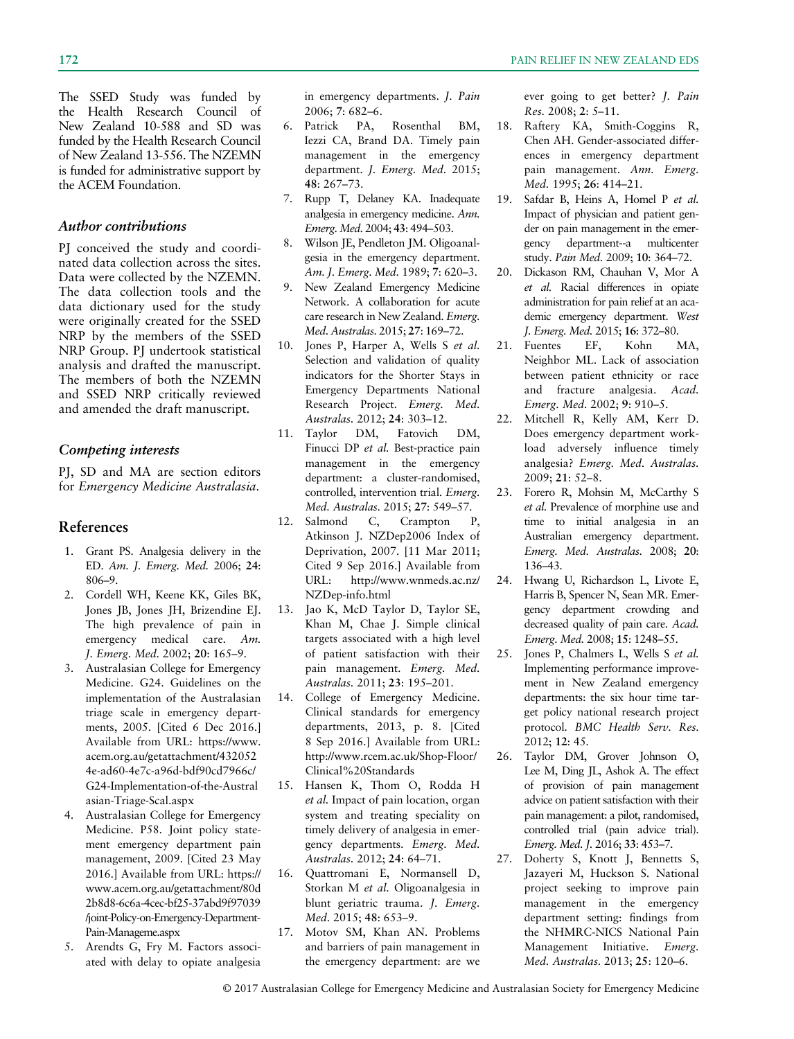The SSED Study was funded by the Health Research Council of New Zealand 10-588 and SD was funded by the Health Research Council of New Zealand 13-556. The NZEMN is funded for administrative support by the ACEM Foundation.

### Author contributions

PJ conceived the study and coordinated data collection across the sites. Data were collected by the NZEMN. The data collection tools and the data dictionary used for the study were originally created for the SSED NRP by the members of the SSED NRP Group. PJ undertook statistical analysis and drafted the manuscript. The members of both the NZEMN and SSED NRP critically reviewed and amended the draft manuscript.

### Competing interests

PJ, SD and MA are section editors for *Emergency Medicine Australasia*.

## References

1. Grant PS. Analgesia delivery in the ED. *Am. J. Emerg. Med.* 2006; **24**: 806–9.
2. Cordell WH, Keene KK, Giles BK, Jones JB, Jones JH, Brizendine EJ. The high prevalence of pain in emergency medical care. *Am. J. Emerg. Med.* 2002; **20**: 165–9.
3. Australasian College for Emergency Medicine. G24. Guidelines on the implementation of the Australasian triage scale in emergency departments, 2005. [Cited 6 Dec 2016.] Available from URL: https://www.acem.org.au/getattachment/432052 4e-ad60-4e7c-a96d-bdf90cd7966c/G24-Implementation-of-the-Australasian-Triage-Scal.aspx
4. Australasian College for Emergency Medicine. P58. Joint policy statement emergency department pain management, 2009. [Cited 23 May 2016.] Available from URL: https://www.acem.org.au/getattachment/80d2b8d8-6c6a-4cec-bf25-37abd9f97039/Joint-Policy-on-Emergency-Department-Pain-Manageme.aspx
5. Arendts G, Fry M. Factors associated with delay to opiate analgesia in emergency departments. *J. Pain* 2006; **7**: 682–6.
6. Patrick PA, Rosenthal BM, Iezzi CA, Brand DA. Timely pain management in the emergency department. *J. Emerg. Med.* 2015; **48**: 267–73.
7. Rupp T, Delaney KA. Inadequate analgesia in emergency medicine. *Ann. Emerg. Med.* 2004; **43**: 494–503.
8. Wilson JE, Pendleton JM. Oligoanalgesia in the emergency department. *Am. J. Emerg. Med.* 1989; **7**: 620–3.
9. New Zealand Emergency Medicine Network. A collaboration for acute care research in New Zealand. *Emerg. Med. Australas.* 2015; **27**: 169–72.
10. Jones P, Harper A, Wells S *et al.* Selection and validation of quality indicators for the Shorter Stays in Emergency Departments National Research Project. *Emerg. Med. Australas.* 2012; **24**: 303–12.
11. Taylor DM, Fatovich DM, Finucci DP *et al.* Best-practice pain management in the emergency department: a cluster-randomised, controlled, intervention trial. *Emerg. Med. Australas.* 2015; **27**: 549–57.
12. Salmond C, Crampton P, Atkinson J. NZDep2006 Index of Deprivation, 2007. [11 Mar 2011; Cited 9 Sep 2016.] Available from URL: http://www.wnmeds.ac.nz/NZDep-info.html
13. Jao K, McD Taylor D, Taylor SE, Khan M, Chae J. Simple clinical targets associated with a high level of patient satisfaction with their pain management. *Emerg. Med. Australas.* 2011; **23**: 195–201.
14. College of Emergency Medicine. Clinical standards for emergency departments, 2013, p. 8. [Cited 8 Sep 2016.] Available from URL: http://www.rcem.ac.uk/Shop-Floor/Clinical%20Standards
15. Hansen K, Thom O, Rodda H *et al.* Impact of pain location, organ system and treating speciality on timely delivery of analgesia in emergency departments. *Emerg. Med. Australas.* 2012; **24**: 64–71.
16. Quattromani E, Normansell D, Storkan M *et al.* Oligoanalgesia in blunt geriatric trauma. *J. Emerg. Med.* 2015; **48**: 653–9.
17. Motov SM, Khan AN. Problems and barriers of pain management in the emergency department: are we ever going to get better? *J. Pain Res.* 2008; **2**: 5–11.
18. Raftery KA, Smith-Coggins R, Chen AH. Gender-associated differences in emergency department pain management. *Ann. Emerg. Med.* 1995; **26**: 414–21.
19. Safdar B, Heins A, Homel P *et al.* Impact of physician and patient gender on pain management in the emergency department--a multicenter study. *Pain Med.* 2009; **10**: 364–72.
20. Dickason RM, Chauhan V, Mor A *et al.* Racial differences in opiate administration for pain relief at an academic emergency department. *West J. Emerg. Med.* 2015; **16**: 372–80.
21. Fuentes EF, Kohn MA, Neighbor ML. Lack of association between patient ethnicity or race and fracture analgesia. *Acad. Emerg. Med.* 2002; **9**: 910–5.
22. Mitchell R, Kelly AM, Kerr D. Does emergency department workload adversely influence timely analgesia? *Emerg. Med. Australas.* 2009; **21**: 52–8.
23. Forero R, Mohsin M, McCarthy S *et al.* Prevalence of morphine use and time to initial analgesia in an Australian emergency department. *Emerg. Med. Australas.* 2008; **20**: 136–43.
24. Hwang U, Richardson L, Livote E, Harris B, Spencer N, Sean MR. Emergency department crowding and decreased quality of pain care. *Acad. Emerg. Med.* 2008; **15**: 1248–55.
25. Jones P, Chalmers L, Wells S *et al.* Implementing performance improvement in New Zealand emergency departments: the six hour time target policy national research project protocol. *BMC Health Serv. Res.* 2012; **12**: 45.
26. Taylor DM, Grover Johnson O, Lee M, Ding JL, Ashok A. The effect of provision of pain management advice on patient satisfaction with their pain management: a pilot, randomised, controlled trial (pain advice trial). *Emerg. Med. J.* 2016; **33**: 453–7.
27. Doherty S, Knott J, Bennetts S, Jazayeri M, Huckson S. National project seeking to improve pain management in the emergency department setting: findings from the NHMRC-NICS National Pain Management Initiative. *Emerg. Med. Australas.* 2013; **25**: 120–6.